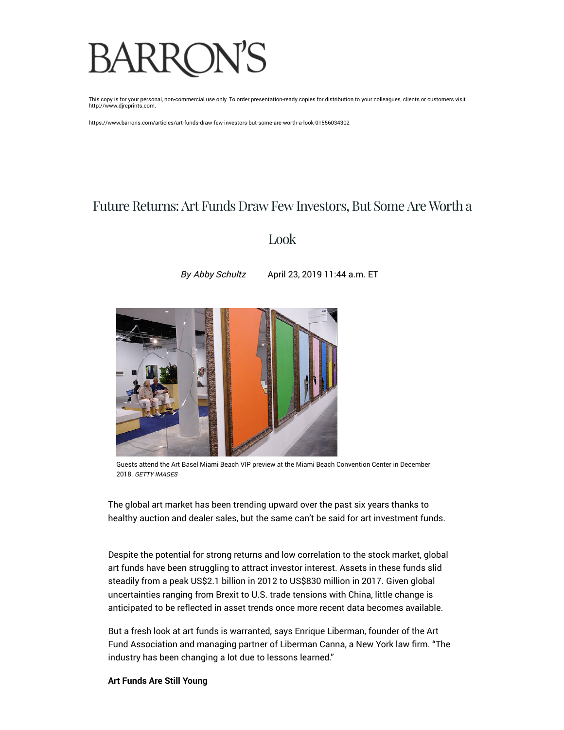# BARRON'S

This copy is for your personal, non-commercial use only. To order presentation-ready copies for distribution to your colleagues, clients or customers visit http://www.djreprints.com.

https://www.barrons.com/articles/art-funds-draw-few-investors-but-some-are-worth-a-look-01556034302

## Future Returns: Art Funds Draw Few Investors, But Some Are Worth a Look

*By Abby Schultz* April 23, 2019 11:44 a.m. ET

Guests attend the Art Basel Miami Beach VIP preview at the Miami Beach Convention Center in December 2018. *GETTY IMAGES*

The global art market has been trending upward over the past six years thanks to healthy auction and dealer sales, but the same can't be said for art investment funds.

Despite the potential for strong returns and low correlation to the stock market, global art funds have been struggling to attract investor interest. Assets in these funds slid steadily from a peak US$2.1 billion in 2012 to US$830 million in 2017. Given global uncertainties ranging from Brexit to U.S. trade tensions with China, little change is anticipated to be reflected in asset trends once more recent data becomes available.

But a fresh look at art funds is warranted, says Enrique Liberman, founder of the Art Fund Association and managing partner of Liberman Canna, a New York law firm. "The industry has been changing a lot due to lessons learned."

**Art Funds Are Still Young**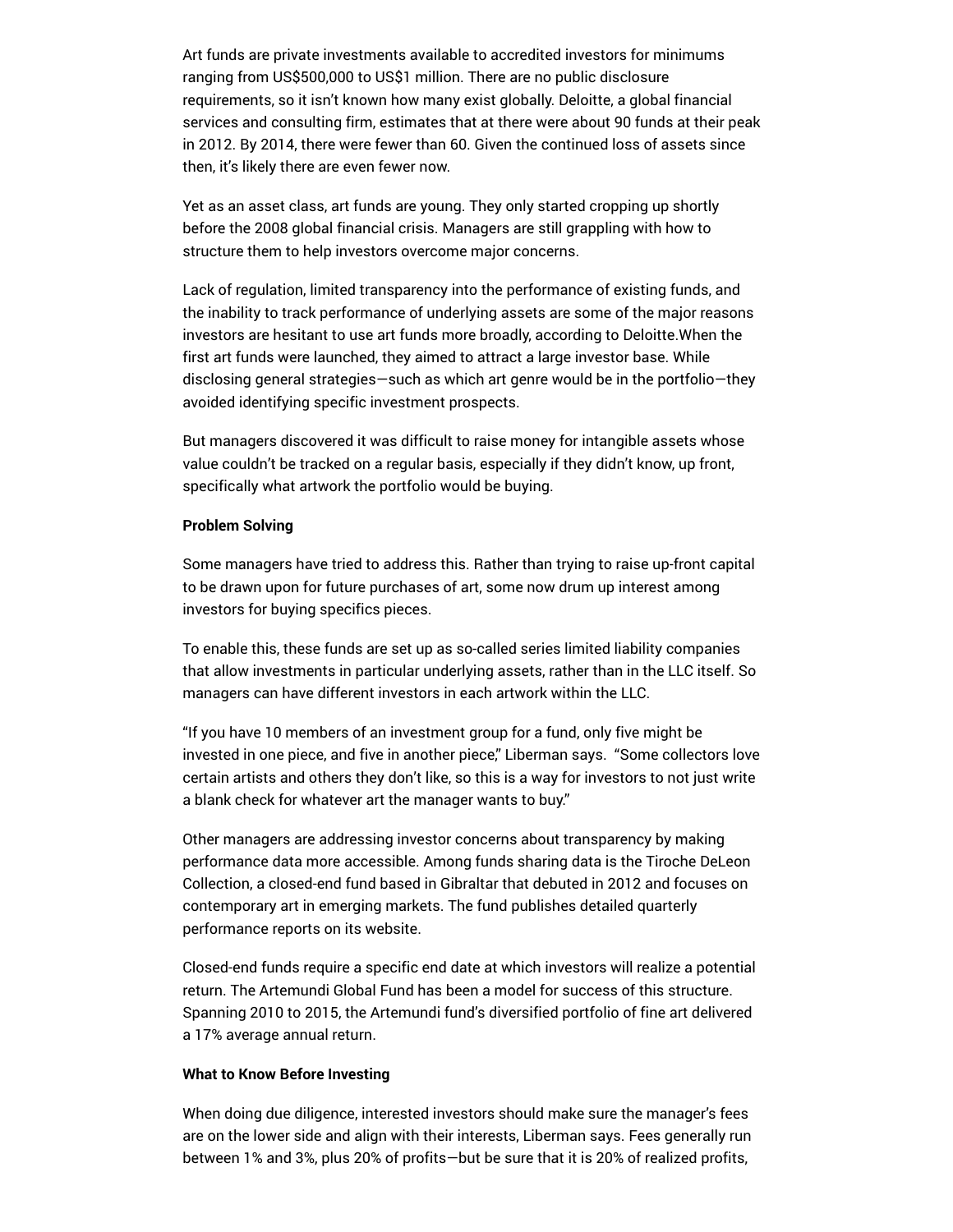Art funds are private investments available to accredited investors for minimums ranging from US$500,000 to US$1 million. There are no public disclosure requirements, so it isn't known how many exist globally. Deloitte, a global financial services and consulting firm, estimates that at there were about 90 funds at their peak in 2012. By 2014, there were fewer than 60. Given the continued loss of assets since then, it's likely there are even fewer now.

Yet as an asset class, art funds are young. They only started cropping up shortly before the 2008 global financial crisis. Managers are still grappling with how to structure them to help investors overcome major concerns.

Lack of regulation, limited transparency into the performance of existing funds, and the inability to track performance of underlying assets are some of the major reasons investors are hesitant to use art funds more broadly, according to Deloitte.When the first art funds were launched, they aimed to attract a large investor base. While disclosing general strategies—such as which art genre would be in the portfolio—they avoided identifying specific investment prospects.

But managers discovered it was difficult to raise money for intangible assets whose value couldn't be tracked on a regular basis, especially if they didn't know, up front, specifically what artwork the portfolio would be buying.

**Problem Solving**

Some managers have tried to address this. Rather than trying to raise up-front capital to be drawn upon for future purchases of art, some now drum up interest among investors for buying specifics pieces.

To enable this, these funds are set up as so-called series limited liability companies that allow investments in particular underlying assets, rather than in the LLC itself. So managers can have different investors in each artwork within the LLC.

"If you have 10 members of an investment group for a fund, only five might be invested in one piece, and five in another piece," Liberman says. "Some collectors love certain artists and others they don't like, so this is a way for investors to not just write a blank check for whatever art the manager wants to buy."

Other managers are addressing investor concerns about transparency by making performance data more accessible. Among funds sharing data is the Tiroche DeLeon Collection, a closed-end fund based in Gibraltar that debuted in 2012 and focuses on contemporary art in emerging markets. The fund publishes detailed quarterly performance reports on its website.

Closed-end funds require a specific end date at which investors will realize a potential return. The Artemundi Global Fund has been a model for success of this structure. Spanning 2010 to 2015, the Artemundi fund's diversified portfolio of fine art delivered a 17% average annual return.

**What to Know Before Investing**

When doing due diligence, interested investors should make sure the manager's fees are on the lower side and align with their interests, Liberman says. Fees generally run between 1% and 3%, plus 20% of profits—but be sure that it is 20% of realized profits,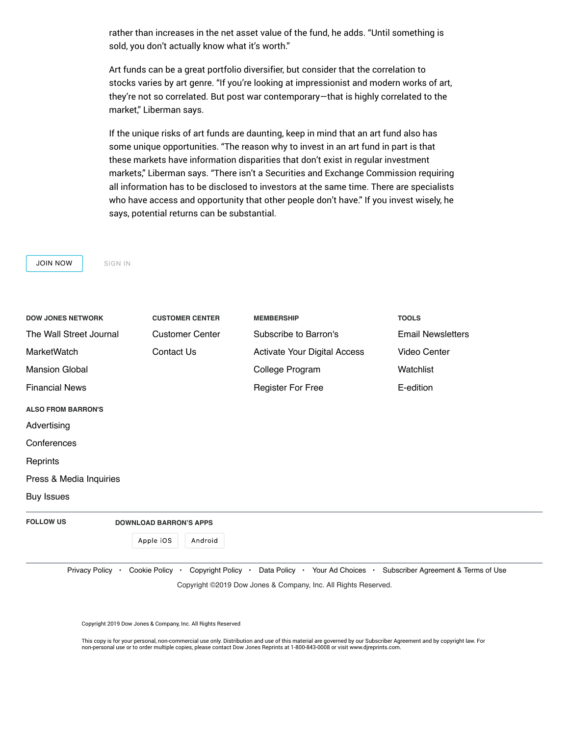rather than increases in the net asset value of the fund, he adds. “Until something is sold, you don’t actually know what it’s worth.”

Art funds can be a great portfolio diversifier, but consider that the correlation to stocks varies by art genre. “If you’re looking at impressionist and modern works of art, they’re not so correlated. But post war contemporary—that is highly correlated to the market,” Liberman says.

If the unique risks of art funds are daunting, keep in mind that an art fund also has some unique opportunities. “The reason why to invest in an art fund in part is that these markets have information disparities that don’t exist in regular investment markets,” Liberman says. “There isn’t a Securities and Exchange Commission requiring all information has to be disclosed to investors at the same time. There are specialists who have access and opportunity that other people don’t have.” If you invest wisely, he says, potential returns can be substantial.

JOIN NOW

SIGN IN

**DOW JONES NETWORK**

- The Wall Street Journal
- MarketWatch
- Mansion Global
- Financial News

**CUSTOMER CENTER**

- Customer Center
- Contact Us

**MEMBERSHIP**

- Subscribe to Barron's
- Activate Your Digital Access
- College Program
- Register For Free

**TOOLS**

- Email Newsletters
- Video Center
- Watchlist
- E-edition

**ALSO FROM BARRON'S**

- Advertising
- Conferences
- Reprints
- Press & Media Inquiries
- Buy Issues

**FOLLOW US**

**DOWNLOAD BARRON'S APPS**

Apple iOS Android

Privacy Policy • Cookie Policy • Copyright Policy • Data Policy • Your Ad Choices • Subscriber Agreement & Terms of Use

Copyright ©2019 Dow Jones & Company, Inc. All Rights Reserved.

Copyright 2019 Dow Jones & Company, Inc. All Rights Reserved

This copy is for your personal, non-commercial use only. Distribution and use of this material are governed by our Subscriber Agreement and by copyright law. For non-personal use or to order multiple copies, please contact Dow Jones Reprints at 1-800-843-0008 or visit www.djreprints.com.